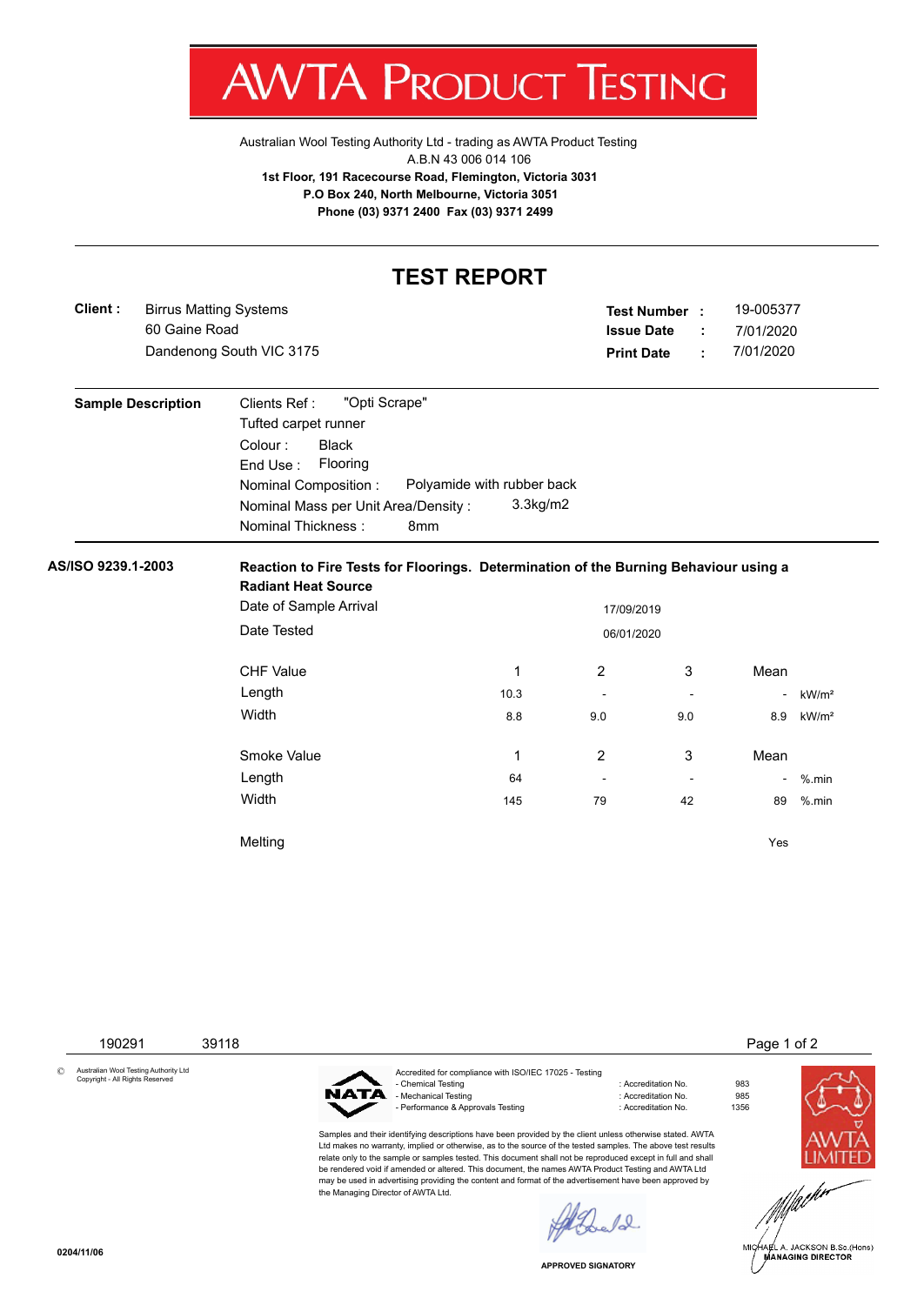# AWTA PRODUCT TESTING

Australian Wool Testing Authority Ltd - trading as AWTA Product Testing
A.B.N 43 006 014 106
**1st Floor, 191 Racecourse Road, Flemington, Victoria 3031**
**P.O Box 240, North Melbourne, Victoria 3051**
**Phone (03) 9371 2400 Fax (03) 9371 2499**

## TEST REPORT

**Client :** Birrus Matting Systems
60 Gaine Road
Dandenong South VIC 3175

**Test Number :** 19-005377
**Issue Date :** 7/01/2020
**Print Date :** 7/01/2020

**Sample Description**

Clients Ref : "Opti Scrape"
Tufted carpet runner
Colour : Black
End Use : Flooring
Nominal Composition : Polyamide with rubber back
Nominal Mass per Unit Area/Density : 3.3kg/m2
Nominal Thickness : 8mm

**AS/ISO 9239.1-2003**

**Reaction to Fire Tests for Floorings. Determination of the Burning Behaviour using a Radiant Heat Source**

Date of Sample Arrival: 17/09/2019
Date Tested: 06/01/2020

| CHF Value | 1 | 2 | 3 | Mean | |
|---|---|---|---|---|---|
| Length | 10.3 | - | - | - | kW/m² |
| Width | 8.8 | 9.0 | 9.0 | 8.9 | kW/m² |

| Smoke Value | 1 | 2 | 3 | Mean | |
|---|---|---|---|---|---|
| Length | 64 | - | - | - | %.min |
| Width | 145 | 79 | 42 | 89 | %.min |

Melting: Yes

190291 39118

© Australian Wool Testing Authority Ltd Copyright - All Rights Reserved

NATA

Accredited for compliance with ISO/IEC 17025 - Testing

| | | |
|---|---|---|
| - Chemical Testing | : Accreditation No. | 983 |
| - Mechanical Testing | : Accreditation No. | 985 |
| - Performance & Approvals Testing | : Accreditation No. | 1356 |

Samples and their identifying descriptions have been provided by the client unless otherwise stated. AWTA Ltd makes no warranty, implied or otherwise, as to the source of the tested samples. The above test results relate only to the sample or samples tested. This document shall not be reproduced except in full and shall be rendered void if amended or altered. This document, the names AWTA Product Testing and AWTA Ltd may be used in advertising providing the content and format of the advertisement have been approved by the Managing Director of AWTA Ltd.

AWTA LIMITED

APPROVED SIGNATORY

MICHAEL A. JACKSON B.Sc.(Hons)
MANAGING DIRECTOR

0204/11/06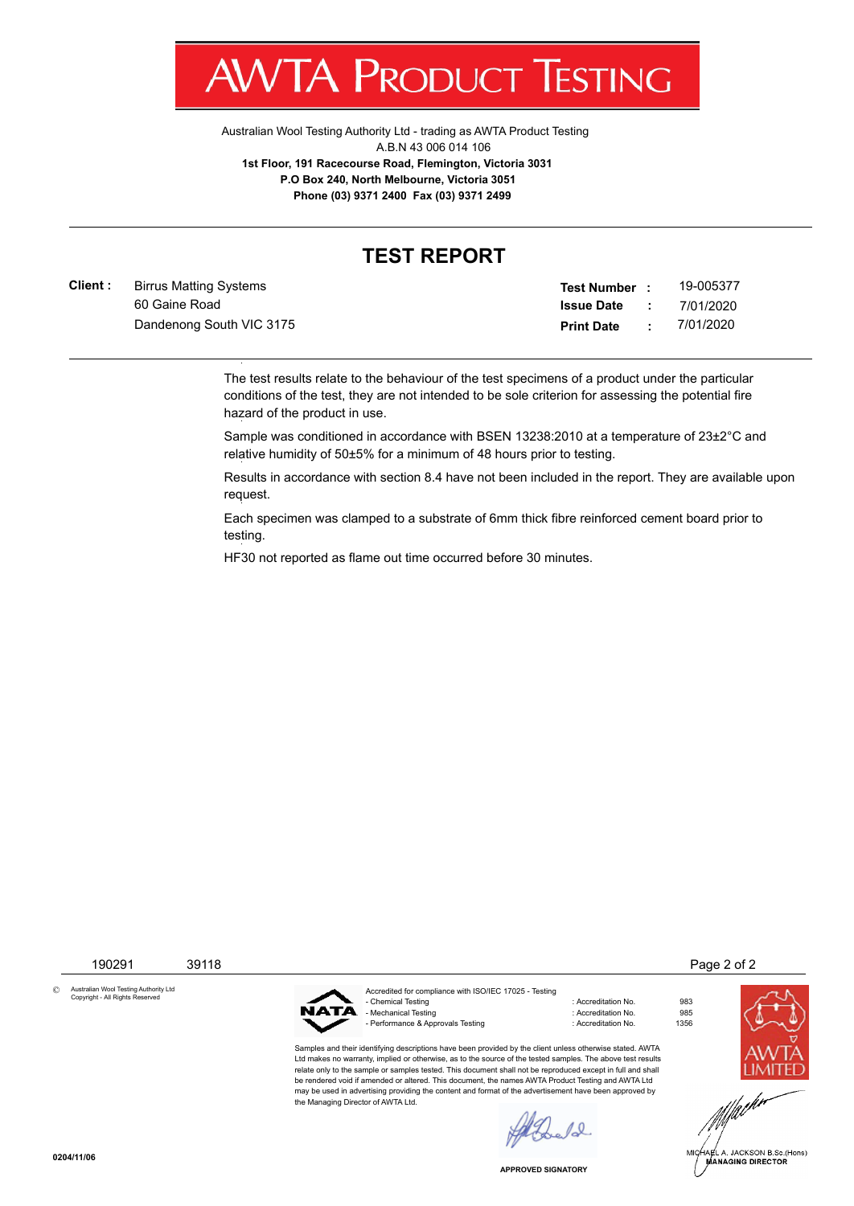# AWTA PRODUCT TESTING

Australian Wool Testing Authority Ltd - trading as AWTA Product Testing
A.B.N 43 006 014 106
**1st Floor, 191 Racecourse Road, Flemington, Victoria 3031**
**P.O Box 240, North Melbourne, Victoria 3051**
**Phone (03) 9371 2400 Fax (03) 9371 2499**

## TEST REPORT

| | | | | |
|---|---|---|---|---|
| **Client :** | Birrus Matting Systems | **Test Number** | **:** | 19-005377 |
| | 60 Gaine Road | **Issue Date** | **:** | 7/01/2020 |
| | Dandenong South VIC 3175 | **Print Date** | **:** | 7/01/2020 |

The test results relate to the behaviour of the test specimens of a product under the particular conditions of the test, they are not intended to be sole criterion for assessing the potential fire hazard of the product in use.

Sample was conditioned in accordance with BSEN 13238:2010 at a temperature of 23±2°C and relative humidity of 50±5% for a minimum of 48 hours prior to testing.

Results in accordance with section 8.4 have not been included in the report. They are available upon request.

Each specimen was clamped to a substrate of 6mm thick fibre reinforced cement board prior to testing.

HF30 not reported as flame out time occurred before 30 minutes.

190291 39118

© Australian Wool Testing Authority Ltd
Copyright - All Rights Reserved

Accredited for compliance with ISO/IEC 17025 - Testing

| | | |
|---|---|---|
| - Chemical Testing | : Accreditation No. | 983 |
| - Mechanical Testing | : Accreditation No. | 985 |
| - Performance & Approvals Testing | : Accreditation No. | 1356 |

Samples and their identifying descriptions have been provided by the client unless otherwise stated. AWTA Ltd makes no warranty, implied or otherwise, as to the source of the tested samples. The above test results relate only to the sample or samples tested. This document shall not be reproduced except in full and shall be rendered void if amended or altered. This document, the names AWTA Product Testing and AWTA Ltd may be used in advertising providing the content and format of the advertisement have been approved by the Managing Director of AWTA Ltd.

APPROVED SIGNATORY

MICHAEL A. JACKSON B.Sc.(Hons)
MANAGING DIRECTOR

0204/11/06